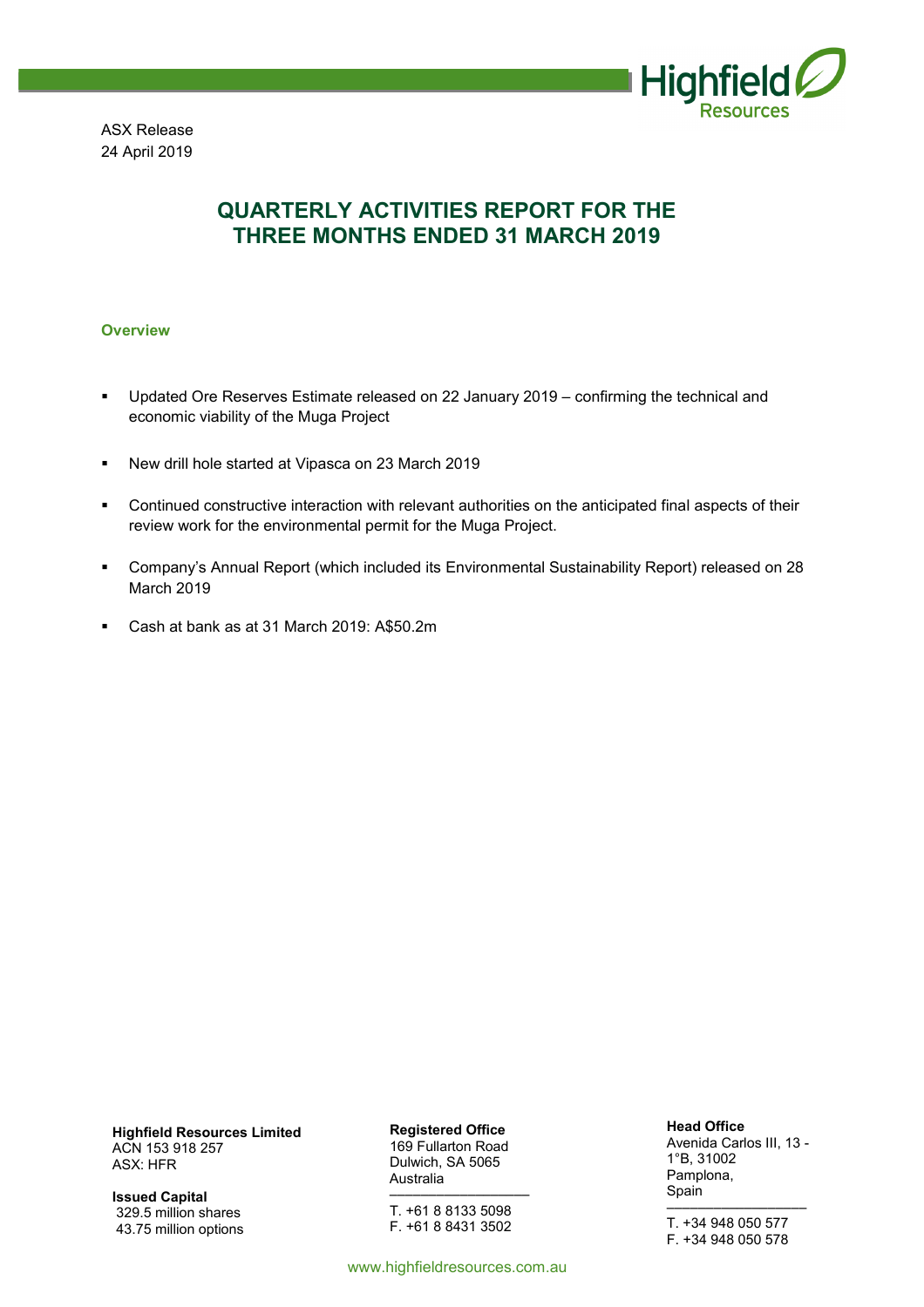ASX Release
24 April 2019

# QUARTERLY ACTIVITIES REPORT FOR THE THREE MONTHS ENDED 31 MARCH 2019

## Overview

- Updated Ore Reserves Estimate released on 22 January 2019 – confirming the technical and economic viability of the Muga Project
- New drill hole started at Vipasca on 23 March 2019
- Continued constructive interaction with relevant authorities on the anticipated final aspects of their review work for the environmental permit for the Muga Project.
- Company's Annual Report (which included its Environmental Sustainability Report) released on 28 March 2019
- Cash at bank as at 31 March 2019: A$50.2m

**Highfield Resources Limited**
ACN 153 918 257
ASX: HFR

**Issued Capital**
329.5 million shares
43.75 million options

**Registered Office**
169 Fullarton Road
Dulwich, SA 5065
Australia

T. +61 8 8133 5098
F. +61 8 8431 3502

**Head Office**
Avenida Carlos III, 13 - 1°B, 31002
Pamplona,
Spain

T. +34 948 050 577
F. +34 948 050 578

www.highfieldresources.com.au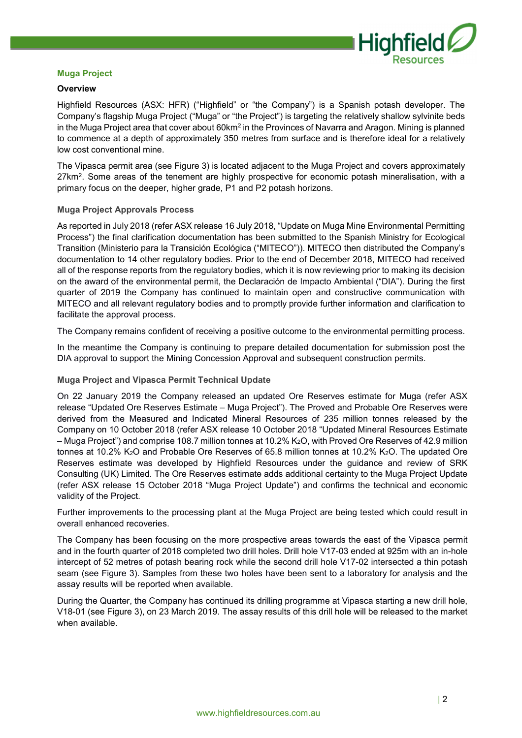## Muga Project

### Overview

Highfield Resources (ASX: HFR) ("Highfield" or "the Company") is a Spanish potash developer. The Company's flagship Muga Project ("Muga" or "the Project") is targeting the relatively shallow sylvinite beds in the Muga Project area that cover about 60km$^2$ in the Provinces of Navarra and Aragon. Mining is planned to commence at a depth of approximately 350 metres from surface and is therefore ideal for a relatively low cost conventional mine.

The Vipasca permit area (see Figure 3) is located adjacent to the Muga Project and covers approximately 27km$^2$. Some areas of the tenement are highly prospective for economic potash mineralisation, with a primary focus on the deeper, higher grade, P1 and P2 potash horizons.

### Muga Project Approvals Process

As reported in July 2018 (refer ASX release 16 July 2018, "Update on Muga Mine Environmental Permitting Process") the final clarification documentation has been submitted to the Spanish Ministry for Ecological Transition (Ministerio para la Transición Ecológica ("MITECO")). MITECO then distributed the Company's documentation to 14 other regulatory bodies. Prior to the end of December 2018, MITECO had received all of the response reports from the regulatory bodies, which it is now reviewing prior to making its decision on the award of the environmental permit, the Declaración de Impacto Ambiental ("DIA"). During the first quarter of 2019 the Company has continued to maintain open and constructive communication with MITECO and all relevant regulatory bodies and to promptly provide further information and clarification to facilitate the approval process.

The Company remains confident of receiving a positive outcome to the environmental permitting process.

In the meantime the Company is continuing to prepare detailed documentation for submission post the DIA approval to support the Mining Concession Approval and subsequent construction permits.

### Muga Project and Vipasca Permit Technical Update

On 22 January 2019 the Company released an updated Ore Reserves estimate for Muga (refer ASX release "Updated Ore Reserves Estimate – Muga Project"). The Proved and Probable Ore Reserves were derived from the Measured and Indicated Mineral Resources of 235 million tonnes released by the Company on 10 October 2018 (refer ASX release 10 October 2018 "Updated Mineral Resources Estimate – Muga Project") and comprise 108.7 million tonnes at 10.2% $K_2O$, with Proved Ore Reserves of 42.9 million tonnes at 10.2% $K_2O$ and Probable Ore Reserves of 65.8 million tonnes at 10.2% $K_2O$. The updated Ore Reserves estimate was developed by Highfield Resources under the guidance and review of SRK Consulting (UK) Limited. The Ore Reserves estimate adds additional certainty to the Muga Project Update (refer ASX release 15 October 2018 "Muga Project Update") and confirms the technical and economic validity of the Project.

Further improvements to the processing plant at the Muga Project are being tested which could result in overall enhanced recoveries.

The Company has been focusing on the more prospective areas towards the east of the Vipasca permit and in the fourth quarter of 2018 completed two drill holes. Drill hole V17-03 ended at 925m with an in-hole intercept of 52 metres of potash bearing rock while the second drill hole V17-02 intersected a thin potash seam (see Figure 3). Samples from these two holes have been sent to a laboratory for analysis and the assay results will be reported when available.

During the Quarter, the Company has continued its drilling programme at Vipasca starting a new drill hole, V18-01 (see Figure 3), on 23 March 2019. The assay results of this drill hole will be released to the market when available.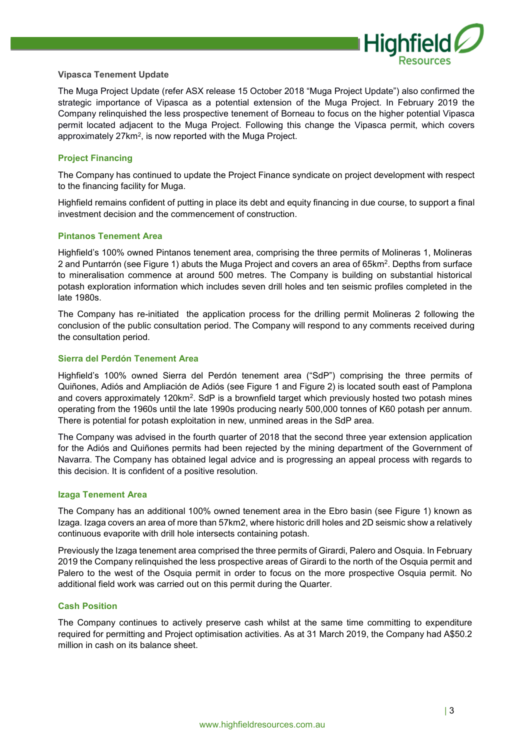### Vipasca Tenement Update

The Muga Project Update (refer ASX release 15 October 2018 "Muga Project Update") also confirmed the strategic importance of Vipasca as a potential extension of the Muga Project. In February 2019 the Company relinquished the less prospective tenement of Borneau to focus on the higher potential Vipasca permit located adjacent to the Muga Project. Following this change the Vipasca permit, which covers approximately 27km$^2$, is now reported with the Muga Project.

### Project Financing

The Company has continued to update the Project Finance syndicate on project development with respect to the financing facility for Muga.

Highfield remains confident of putting in place its debt and equity financing in due course, to support a final investment decision and the commencement of construction.

### Pintanos Tenement Area

Highfield's 100% owned Pintanos tenement area, comprising the three permits of Molineras 1, Molineras 2 and Puntarrón (see Figure 1) abuts the Muga Project and covers an area of 65km$^2$. Depths from surface to mineralisation commence at around 500 metres. The Company is building on substantial historical potash exploration information which includes seven drill holes and ten seismic profiles completed in the late 1980s.

The Company has re-initiated the application process for the drilling permit Molineras 2 following the conclusion of the public consultation period. The Company will respond to any comments received during the consultation period.

### Sierra del Perdón Tenement Area

Highfield's 100% owned Sierra del Perdón tenement area ("SdP") comprising the three permits of Quiñones, Adiós and Ampliación de Adiós (see Figure 1 and Figure 2) is located south east of Pamplona and covers approximately 120km$^2$. SdP is a brownfield target which previously hosted two potash mines operating from the 1960s until the late 1990s producing nearly 500,000 tonnes of K60 potash per annum. There is potential for potash exploitation in new, unmined areas in the SdP area.

The Company was advised in the fourth quarter of 2018 that the second three year extension application for the Adiós and Quiñones permits had been rejected by the mining department of the Government of Navarra. The Company has obtained legal advice and is progressing an appeal process with regards to this decision. It is confident of a positive resolution.

### Izaga Tenement Area

The Company has an additional 100% owned tenement area in the Ebro basin (see Figure 1) known as Izaga. Izaga covers an area of more than 57km2, where historic drill holes and 2D seismic show a relatively continuous evaporite with drill hole intersects containing potash.

Previously the Izaga tenement area comprised the three permits of Girardi, Palero and Osquia. In February 2019 the Company relinquished the less prospective areas of Girardi to the north of the Osquia permit and Palero to the west of the Osquia permit in order to focus on the more prospective Osquia permit. No additional field work was carried out on this permit during the Quarter.

### Cash Position

The Company continues to actively preserve cash whilst at the same time committing to expenditure required for permitting and Project optimisation activities. As at 31 March 2019, the Company had A$50.2 million in cash on its balance sheet.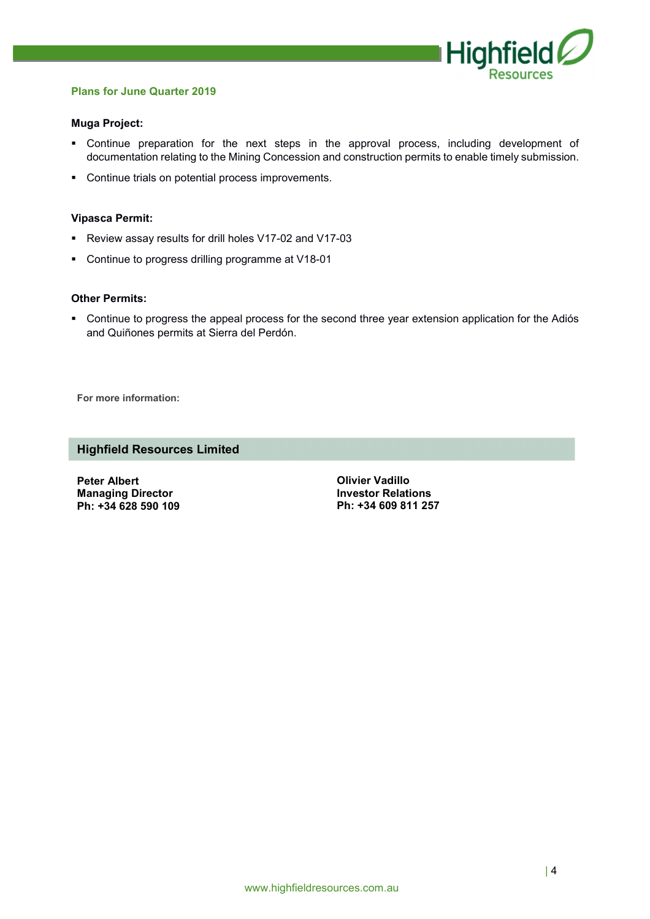## Plans for June Quarter 2019

**Muga Project:**

- Continue preparation for the next steps in the approval process, including development of documentation relating to the Mining Concession and construction permits to enable timely submission.
- Continue trials on potential process improvements.

**Vipasca Permit:**

- Review assay results for drill holes V17-02 and V17-03
- Continue to progress drilling programme at V18-01

**Other Permits:**

- Continue to progress the appeal process for the second three year extension application for the Adiós and Quiñones permits at Sierra del Perdón.

**For more information:**

**Highfield Resources Limited**

**Peter Albert**
**Managing Director**
**Ph: +34 628 590 109**

**Olivier Vadillo**
**Investor Relations**
**Ph: +34 609 811 257**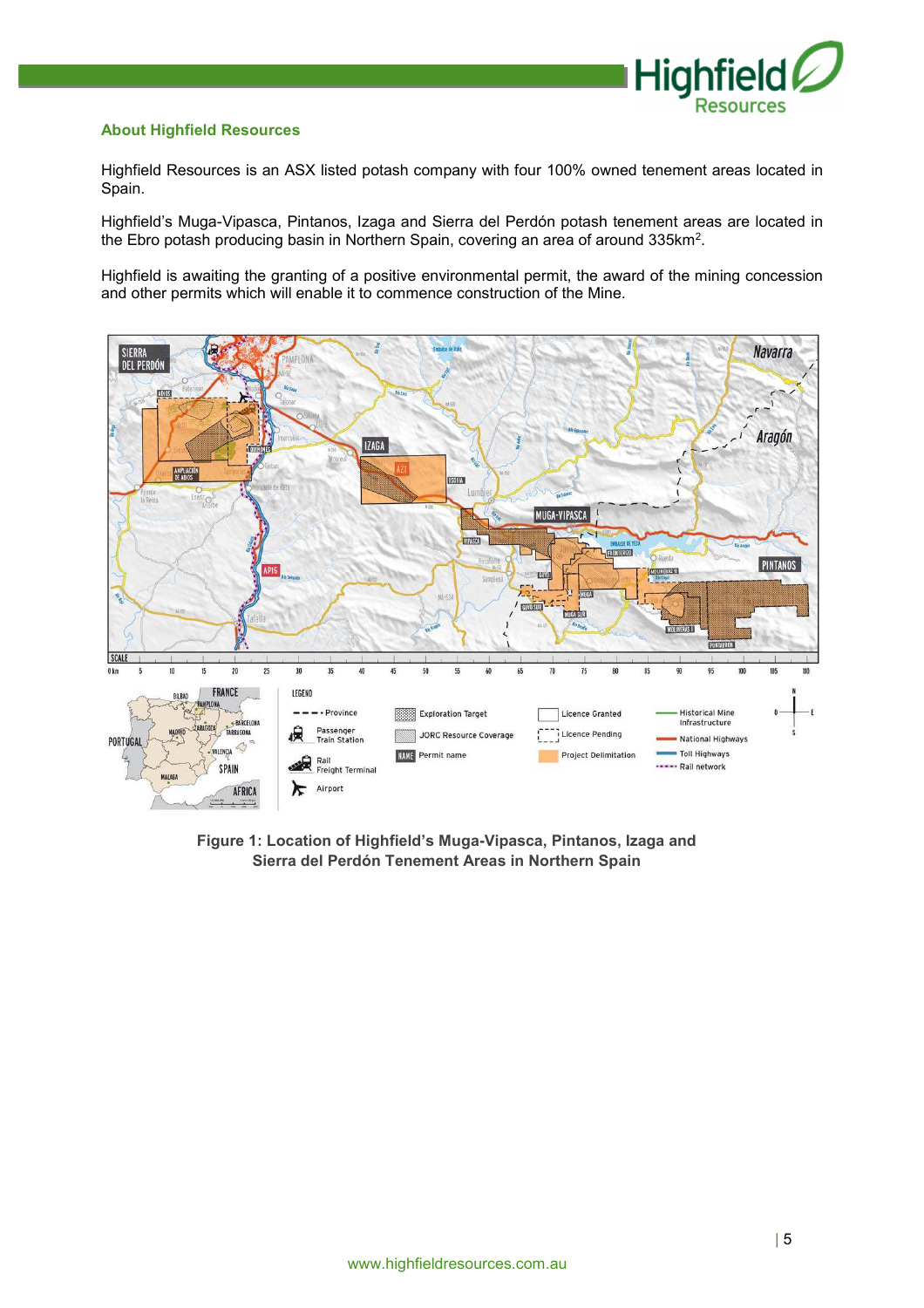## About Highfield Resources

Highfield Resources is an ASX listed potash company with four 100% owned tenement areas located in Spain.

Highfield's Muga-Vipasca, Pintanos, Izaga and Sierra del Perdón potash tenement areas are located in the Ebro potash producing basin in Northern Spain, covering an area of around 335km$^2$.

Highfield is awaiting the granting of a positive environmental permit, the award of the mining concession and other permits which will enable it to commence construction of the Mine.

**Figure 1: Location of Highfield's Muga-Vipasca, Pintanos, Izaga and Sierra del Perdón Tenement Areas in Northern Spain**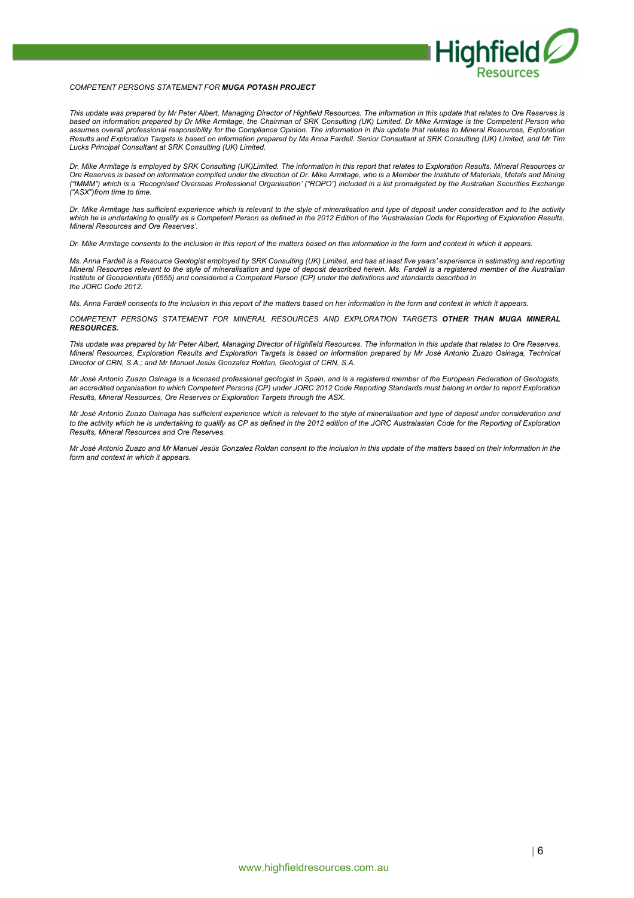*COMPETENT PERSONS STATEMENT FOR **MUGA POTASH PROJECT***

*This update was prepared by Mr Peter Albert, Managing Director of Highfield Resources. The information in this update that relates to Ore Reserves is based on information prepared by Dr Mike Armitage, the Chairman of SRK Consulting (UK) Limited. Dr Mike Armitage is the Competent Person who assumes overall professional responsibility for the Compliance Opinion. The information in this update that relates to Mineral Resources, Exploration Results and Exploration Targets is based on information prepared by Ms Anna Fardell. Senior Consultant at SRK Consulting (UK) Limited, and Mr Tim Lucks Principal Consultant at SRK Consulting (UK) Limited.*

*Dr. Mike Armitage is employed by SRK Consulting (UK)Limited. The information in this report that relates to Exploration Results, Mineral Resources or Ore Reserves is based on information compiled under the direction of Dr. Mike Armitage, who is a Member the Institute of Materials, Metals and Mining ("IMMM") which is a 'Recognised Overseas Professional Organisation' ("ROPO") included in a list promulgated by the Australian Securities Exchange ("ASX")from time to time.*

*Dr. Mike Armitage has sufficient experience which is relevant to the style of mineralisation and type of deposit under consideration and to the activity which he is undertaking to qualify as a Competent Person as defined in the 2012 Edition of the 'Australasian Code for Reporting of Exploration Results, Mineral Resources and Ore Reserves'.*

*Dr. Mike Armitage consents to the inclusion in this report of the matters based on this information in the form and context in which it appears.*

*Ms. Anna Fardell is a Resource Geologist employed by SRK Consulting (UK) Limited, and has at least five years' experience in estimating and reporting Mineral Resources relevant to the style of mineralisation and type of deposit described herein. Ms. Fardell is a registered member of the Australian Institute of Geoscientists (6555) and considered a Competent Person (CP) under the definitions and standards described in the JORC Code 2012.*

*Ms. Anna Fardell consents to the inclusion in this report of the matters based on her information in the form and context in which it appears.*

*COMPETENT PERSONS STATEMENT FOR MINERAL RESOURCES AND EXPLORATION TARGETS **OTHER THAN MUGA MINERAL RESOURCES.***

*This update was prepared by Mr Peter Albert, Managing Director of Highfield Resources. The information in this update that relates to Ore Reserves, Mineral Resources, Exploration Results and Exploration Targets is based on information prepared by Mr José Antonio Zuazo Osinaga, Technical Director of CRN, S.A.; and Mr Manuel Jesús Gonzalez Roldan, Geologist of CRN, S.A.*

*Mr José Antonio Zuazo Osinaga is a licensed professional geologist in Spain, and is a registered member of the European Federation of Geologists, an accredited organisation to which Competent Persons (CP) under JORC 2012 Code Reporting Standards must belong in order to report Exploration Results, Mineral Resources, Ore Reserves or Exploration Targets through the ASX.*

*Mr José Antonio Zuazo Osinaga has sufficient experience which is relevant to the style of mineralisation and type of deposit under consideration and to the activity which he is undertaking to qualify as CP as defined in the 2012 edition of the JORC Australasian Code for the Reporting of Exploration Results, Mineral Resources and Ore Reserves.*

*Mr José Antonio Zuazo and Mr Manuel Jesús Gonzalez Roldan consent to the inclusion in this update of the matters based on their information in the form and context in which it appears.*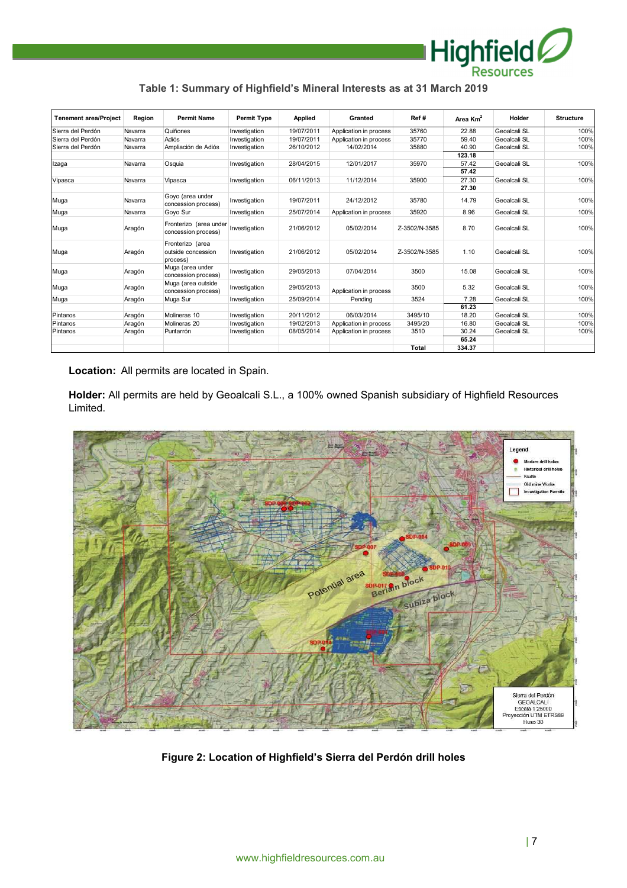**Table 1: Summary of Highfield's Mineral Interests as at 31 March 2019**

| Tenement area/Project | Region | Permit Name | Permit Type | Applied | Granted | Ref # | Area Km$^2$ | Holder | Structure |
|---|---|---|---|---|---|---|---|---|---|
| Sierra del Perdón | Navarra | Quiñones | Investigation | 19/07/2011 | Application in process | 35760 | 22.88 | Geoalcali SL | 100% |
| Sierra del Perdón | Navarra | Adiós | Investigation | 19/07/2011 | Application in process | 35770 | 59.40 | Geoalcali SL | 100% |
| Sierra del Perdón | Navarra | Ampliación de Adiós | Investigation | 26/10/2012 | 14/02/2014 | 35880 | 40.90 | Geoalcali SL | 100% |
| | | | | | | | **123.18** | | |
| Izaga | Navarra | Osquia | Investigation | 28/04/2015 | 12/01/2017 | 35970 | 57.42 | Geoalcali SL | 100% |
| | | | | | | | **57.42** | | |
| Vipasca | Navarra | Vipasca | Investigation | 06/11/2013 | 11/12/2014 | 35900 | 27.30 | Geoalcali SL | 100% |
| | | | | | | | **27.30** | | |
| Muga | Navarra | Goyo (area under concession process) | Investigation | 19/07/2011 | 24/12/2012 | 35780 | 14.79 | Geoalcali SL | 100% |
| Muga | Navarra | Goyo Sur | Investigation | 25/07/2014 | Application in process | 35920 | 8.96 | Geoalcali SL | 100% |
| Muga | Aragón | Fronterizo (area under concession process) | Investigation | 21/06/2012 | 05/02/2014 | Z-3502/N-3585 | 8.70 | Geoalcali SL | 100% |
| Muga | Aragón | Fronterizo (area outside concession process) | Investigation | 21/06/2012 | 05/02/2014 | Z-3502/N-3585 | 1.10 | Geoalcali SL | 100% |
| Muga | Aragón | Muga (area under concession process) | Investigation | 29/05/2013 | 07/04/2014 | 3500 | 15.08 | Geoalcali SL | 100% |
| Muga | Aragón | Muga (area outside concession process) | Investigation | 29/05/2013 | Application in process | 3500 | 5.32 | Geoalcali SL | 100% |
| Muga | Aragón | Muga Sur | Investigation | 25/09/2014 | Pending | 3524 | 7.28 | Geoalcali SL | 100% |
| | | | | | | | **61.23** | | |
| Pintanos | Aragón | Molineras 10 | Investigation | 20/11/2012 | 06/03/2014 | 3495/10 | 18.20 | Geoalcali SL | 100% |
| Pintanos | Aragón | Molineras 20 | Investigation | 19/02/2013 | Application in process | 3495/20 | 16.80 | Geoalcali SL | 100% |
| Pintanos | Aragón | Puntarrón | Investigation | 08/05/2014 | Application in process | 3510 | 30.24 | Geoalcali SL | 100% |
| | | | | | | | **65.24** | | |
| | | | | | | **Total** | **334.37** | | |

**Location:** All permits are located in Spain.

**Holder:** All permits are held by Geoalcali S.L., a 100% owned Spanish subsidiary of Highfield Resources Limited.

**Figure 2: Location of Highfield's Sierra del Perdón drill holes**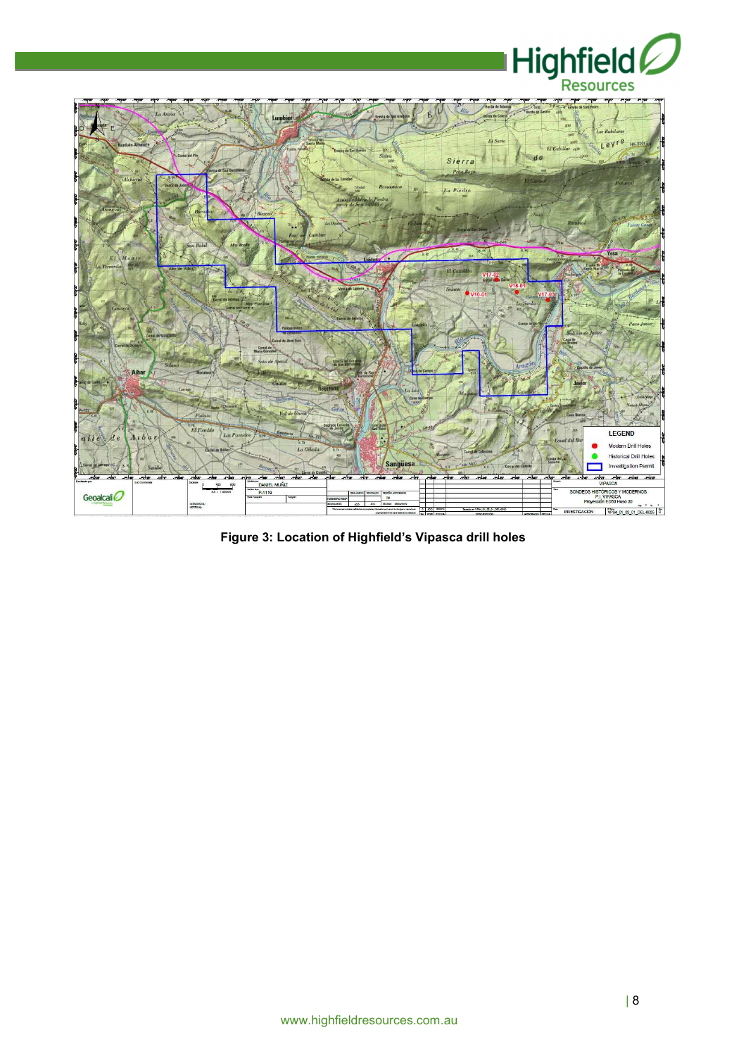Figure 3: Location of Highfield's Vipasca drill holes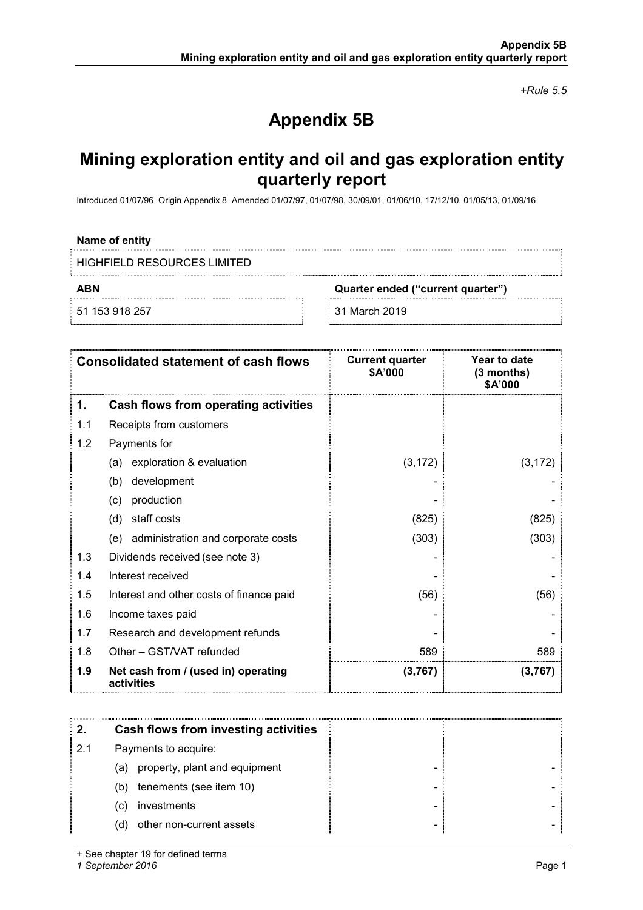*+Rule 5.5*

# Appendix 5B

## Mining exploration entity and oil and gas exploration entity quarterly report

Introduced 01/07/96 Origin Appendix 8 Amended 01/07/97, 01/07/98, 30/09/01, 01/06/10, 17/12/10, 01/05/13, 01/09/16

**Name of entity**

HIGHFIELD RESOURCES LIMITED

| ABN | Quarter ended ("current quarter") |
|---|---|
| 51 153 918 257 | 31 March 2019 |

| | Consolidated statement of cash flows | Current quarter $A'000 | Year to date (3 months) $A'000 |
|---|---|---|---|
| **1.** | **Cash flows from operating activities** | | |
| 1.1 | Receipts from customers | | |
| 1.2 | Payments for | | |
| | (a) exploration & evaluation | (3,172) | (3,172) |
| | (b) development | - | - |
| | (c) production | - | - |
| | (d) staff costs | (825) | (825) |
| | (e) administration and corporate costs | (303) | (303) |
| 1.3 | Dividends received (see note 3) | - | - |
| 1.4 | Interest received | - | - |
| 1.5 | Interest and other costs of finance paid | (56) | (56) |
| 1.6 | Income taxes paid | - | - |
| 1.7 | Research and development refunds | - | - |
| 1.8 | Other – GST/VAT refunded | 589 | 589 |
| **1.9** | **Net cash from / (used in) operating activities** | **(3,767)** | **(3,767)** |

| | | | |
|---|---|---|---|
| **2.** | **Cash flows from investing activities** | | |
| 2.1 | Payments to acquire: | | |
| | (a) property, plant and equipment | - | - |
| | (b) tenements (see item 10) | - | - |
| | (c) investments | - | - |
| | (d) other non-current assets | - | - |

+ See chapter 19 for defined terms

*1 September 2016*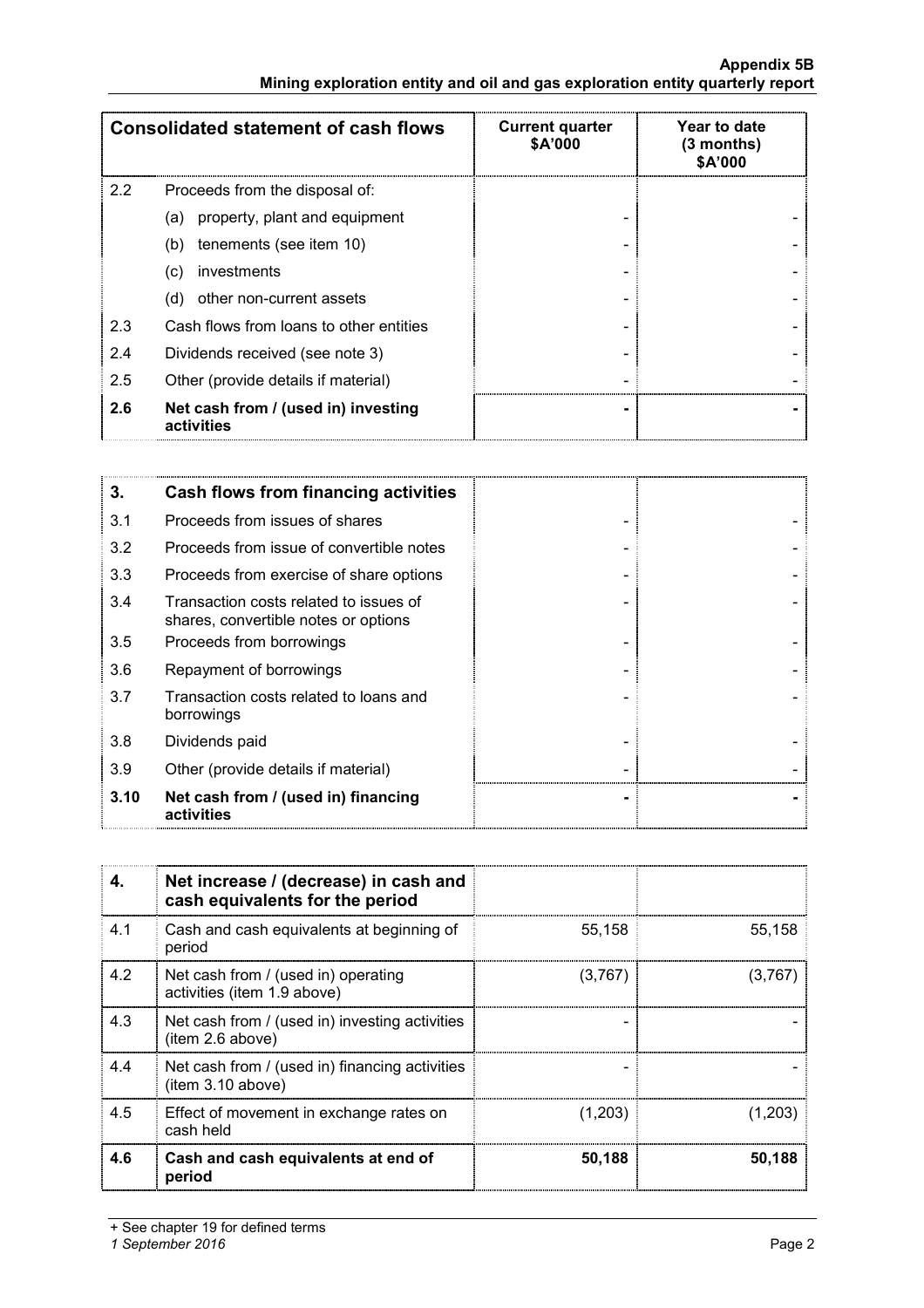| Consolidated statement of cash flows | | Current quarter $A'000 | Year to date (3 months) $A'000 |
|---|---|---|---|
| 2.2 | Proceeds from the disposal of: | | |
| | (a) property, plant and equipment | - | - |
| | (b) tenements (see item 10) | - | - |
| | (c) investments | - | - |
| | (d) other non-current assets | - | - |
| 2.3 | Cash flows from loans to other entities | - | - |
| 2.4 | Dividends received (see note 3) | - | - |
| 2.5 | Other (provide details if material) | - | - |
| **2.6** | **Net cash from / (used in) investing activities** | **-** | **-** |

| 3. | Cash flows from financing activities | | |
|---|---|---|---|
| 3.1 | Proceeds from issues of shares | - | - |
| 3.2 | Proceeds from issue of convertible notes | - | - |
| 3.3 | Proceeds from exercise of share options | - | - |
| 3.4 | Transaction costs related to issues of shares, convertible notes or options | - | - |
| 3.5 | Proceeds from borrowings | - | - |
| 3.6 | Repayment of borrowings | - | - |
| 3.7 | Transaction costs related to loans and borrowings | - | - |
| 3.8 | Dividends paid | - | - |
| 3.9 | Other (provide details if material) | - | - |
| **3.10** | **Net cash from / (used in) financing activities** | **-** | **-** |

| 4. | Net increase / (decrease) in cash and cash equivalents for the period | | |
|---|---|---|---|
| 4.1 | Cash and cash equivalents at beginning of period | 55,158 | 55,158 |
| 4.2 | Net cash from / (used in) operating activities (item 1.9 above) | (3,767) | (3,767) |
| 4.3 | Net cash from / (used in) investing activities (item 2.6 above) | - | - |
| 4.4 | Net cash from / (used in) financing activities (item 3.10 above) | - | - |
| 4.5 | Effect of movement in exchange rates on cash held | (1,203) | (1,203) |
| **4.6** | **Cash and cash equivalents at end of period** | **50,188** | **50,188** |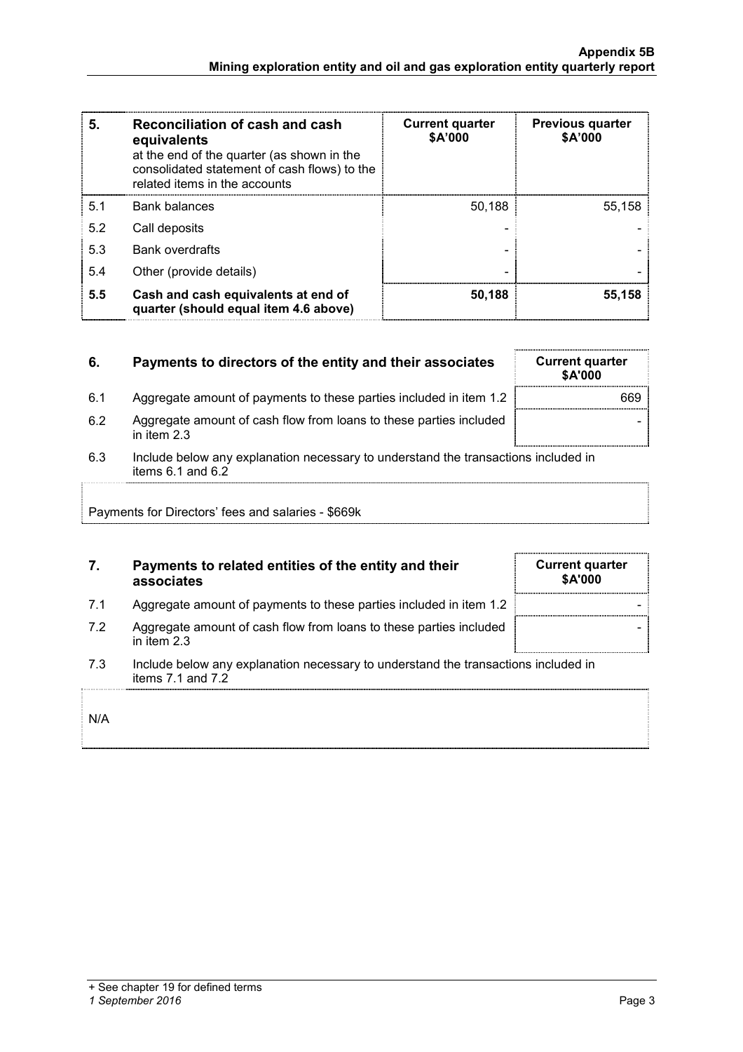| 5. | Reconciliation of cash and cash equivalents at the end of the quarter (as shown in the consolidated statement of cash flows) to the related items in the accounts | Current quarter $A'000 | Previous quarter $A'000 |
|---|---|---|---|
| 5.1 | Bank balances | 50,188 | 55,158 |
| 5.2 | Call deposits | - | - |
| 5.3 | Bank overdrafts | - | - |
| 5.4 | Other (provide details) | - | - |
| **5.5** | **Cash and cash equivalents at end of quarter (should equal item 4.6 above)** | **50,188** | **55,158** |

| 6. | Payments to directors of the entity and their associates | Current quarter $A'000 |
|---|---|---|
| 6.1 | Aggregate amount of payments to these parties included in item 1.2 | 669 |
| 6.2 | Aggregate amount of cash flow from loans to these parties included in item 2.3 | - |

6.3 Include below any explanation necessary to understand the transactions included in items 6.1 and 6.2

Payments for Directors' fees and salaries - $669k

| 7. | Payments to related entities of the entity and their associates | Current quarter $A'000 |
|---|---|---|
| 7.1 | Aggregate amount of payments to these parties included in item 1.2 | - |
| 7.2 | Aggregate amount of cash flow from loans to these parties included in item 2.3 | - |

7.3 Include below any explanation necessary to understand the transactions included in items 7.1 and 7.2

N/A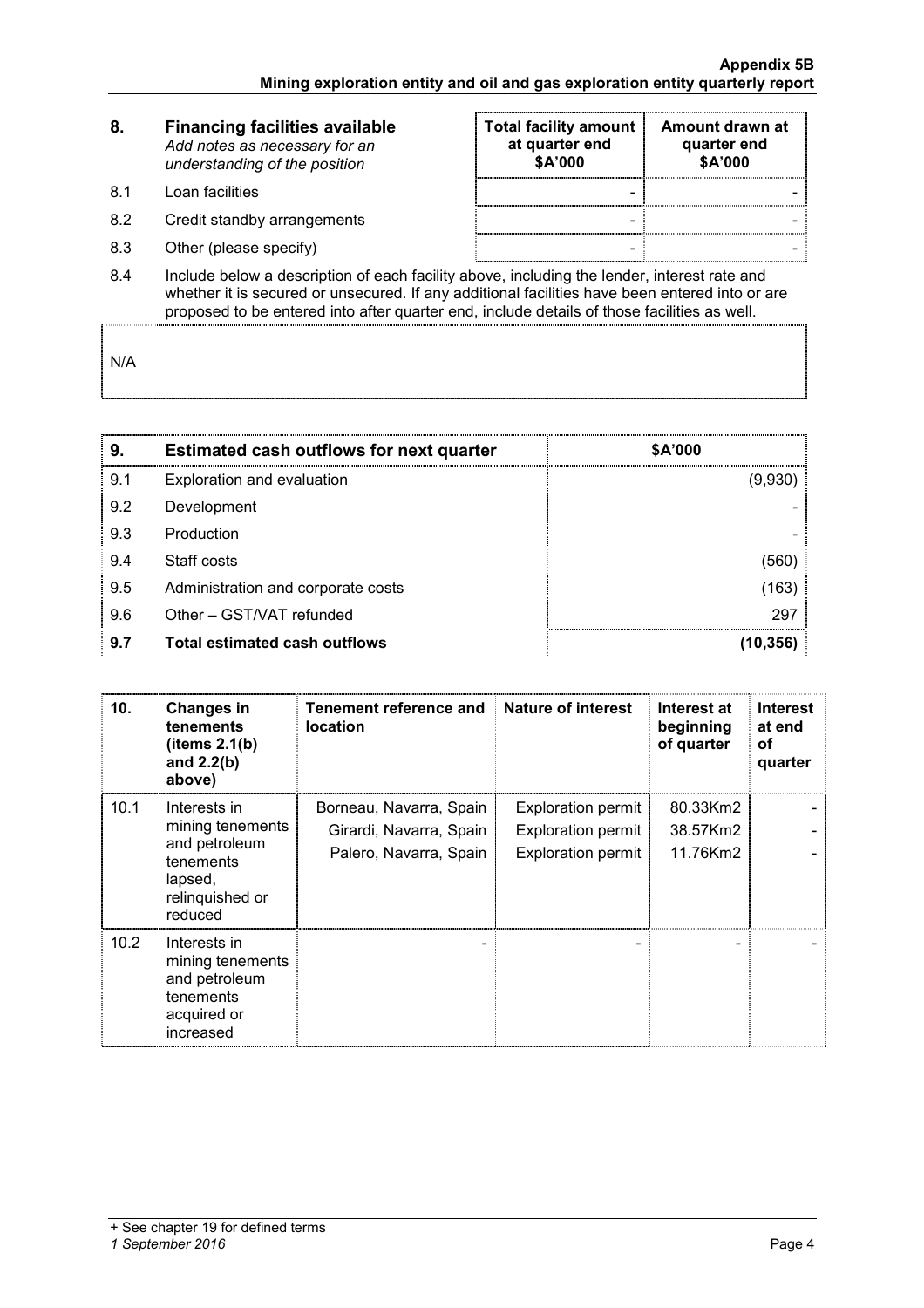| 8. | **Financing facilities available** *Add notes as necessary for an understanding of the position* | **Total facility amount at quarter end $A'000** | **Amount drawn at quarter end $A'000** |
|---|---|---|---|
| 8.1 | Loan facilities | - | - |
| 8.2 | Credit standby arrangements | - | - |
| 8.3 | Other (please specify) | - | - |

8.4 Include below a description of each facility above, including the lender, interest rate and whether it is secured or unsecured. If any additional facilities have been entered into or are proposed to be entered into after quarter end, include details of those facilities as well.

N/A

| 9. | **Estimated cash outflows for next quarter** | **$A'000** |
|---|---|---|
| 9.1 | Exploration and evaluation | (9,930) |
| 9.2 | Development | - |
| 9.3 | Production | - |
| 9.4 | Staff costs | (560) |
| 9.5 | Administration and corporate costs | (163) |
| 9.6 | Other – GST/VAT refunded | 297 |
| **9.7** | **Total estimated cash outflows** | **(10,356)** |

| 10. | **Changes in tenements (items 2.1(b) and 2.2(b) above)** | **Tenement reference and location** | **Nature of interest** | **Interest at beginning of quarter** | **Interest at end of quarter** |
|---|---|---|---|---|---|
| 10.1 | Interests in mining tenements and petroleum tenements lapsed, relinquished or reduced | Borneau, Navarra, Spain<br>Girardi, Navarra, Spain<br>Palero, Navarra, Spain | Exploration permit<br>Exploration permit<br>Exploration permit | 80.33Km2<br>38.57Km2<br>11.76Km2 | -<br>-<br>- |
| 10.2 | Interests in mining tenements and petroleum tenements acquired or increased | - | - | - | - |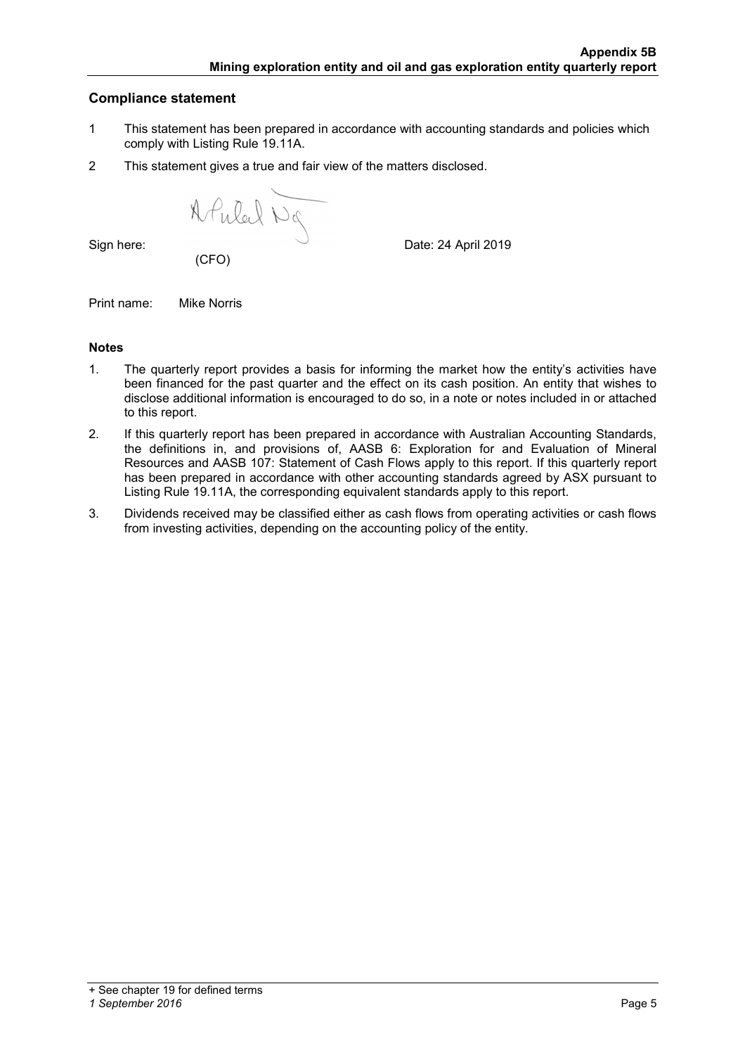## Compliance statement

1 This statement has been prepared in accordance with accounting standards and policies which comply with Listing Rule 19.11A.

2 This statement gives a true and fair view of the matters disclosed.

Sign here: (CFO) Date: 24 April 2019

Print name: Mike Norris

### Notes

1. The quarterly report provides a basis for informing the market how the entity's activities have been financed for the past quarter and the effect on its cash position. An entity that wishes to disclose additional information is encouraged to do so, in a note or notes included in or attached to this report.
2. If this quarterly report has been prepared in accordance with Australian Accounting Standards, the definitions in, and provisions of, AASB 6: Exploration for and Evaluation of Mineral Resources and AASB 107: Statement of Cash Flows apply to this report. If this quarterly report has been prepared in accordance with other accounting standards agreed by ASX pursuant to Listing Rule 19.11A, the corresponding equivalent standards apply to this report.
3. Dividends received may be classified either as cash flows from operating activities or cash flows from investing activities, depending on the accounting policy of the entity.